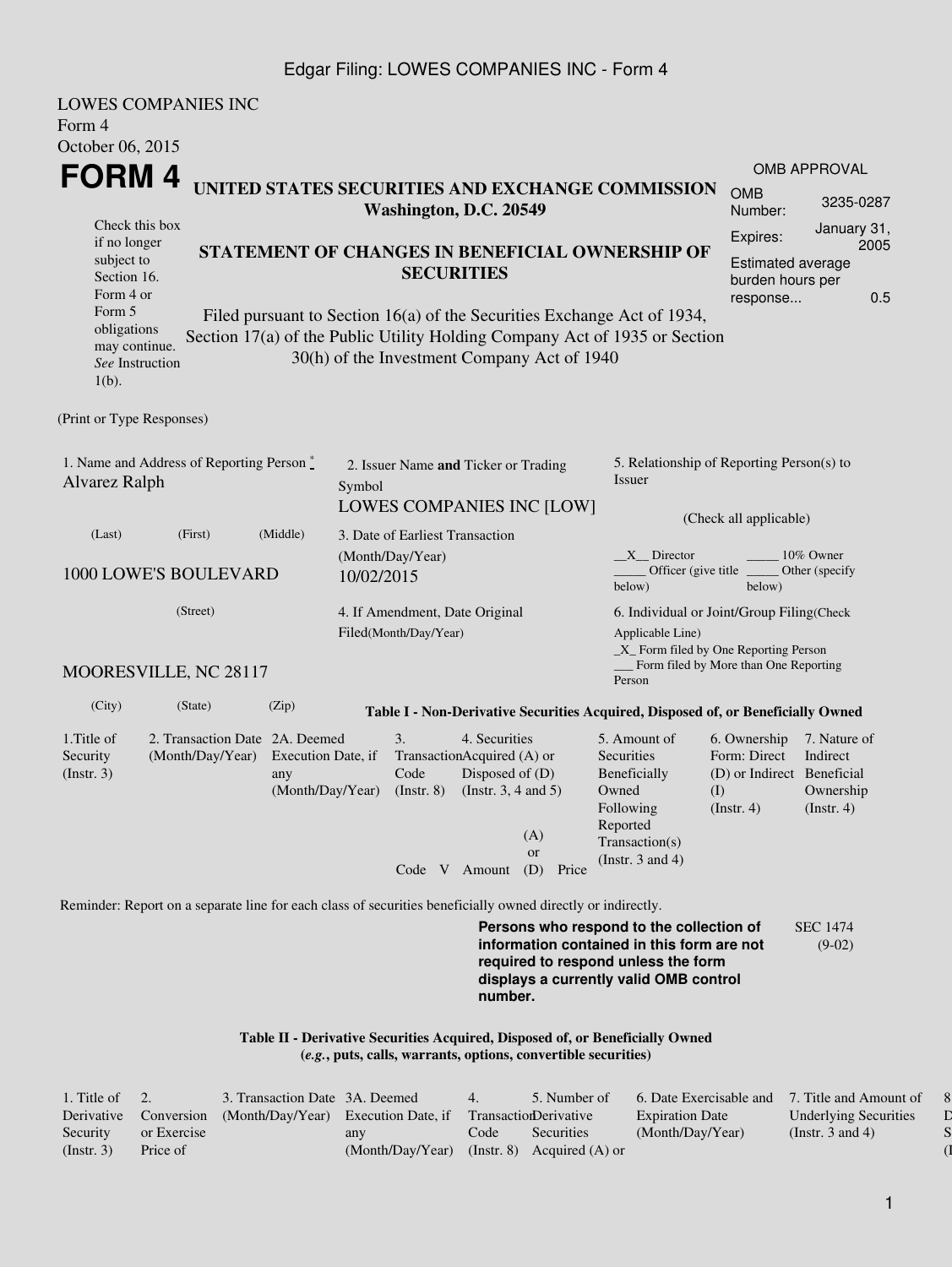LOWES COMPANIES INC
Form 4
October 06, 2015

# FORM 4

**UNITED STATES SECURITIES AND EXCHANGE COMMISSION**
**Washington, D.C. 20549**

| OMB APPROVAL | |
|---|---|
| OMB Number: | 3235-0287 |
| Expires: | January 31, 2005 |
| Estimated average burden hours per response... | 0.5 |

Check this box if no longer subject to Section 16. Form 4 or Form 5 obligations may continue. *See* Instruction 1(b).

## STATEMENT OF CHANGES IN BENEFICIAL OWNERSHIP OF SECURITIES

Filed pursuant to Section 16(a) of the Securities Exchange Act of 1934, Section 17(a) of the Public Utility Holding Company Act of 1935 or Section 30(h) of the Investment Company Act of 1940

(Print or Type Responses)

1. Name and Address of Reporting Person *
Alvarez Ralph

(Last) (First) (Middle)

1000 LOWE'S BOULEVARD

(Street)

MOORESVILLE, NC 28117

(City) (State) (Zip)

2. Issuer Name **and** Ticker or Trading Symbol
LOWES COMPANIES INC [LOW]

3. Date of Earliest Transaction (Month/Day/Year)
10/02/2015

4. If Amendment, Date Original Filed(Month/Day/Year)

5. Relationship of Reporting Person(s) to Issuer

(Check all applicable)

__X__ Director _____ 10% Owner
_____ Officer (give title below) _____ Other (specify below)

6. Individual or Joint/Group Filing(Check Applicable Line)
_X_ Form filed by One Reporting Person
___ Form filed by More than One Reporting Person

**Table I - Non-Derivative Securities Acquired, Disposed of, or Beneficially Owned**

| 1.Title of Security (Instr. 3) | 2. Transaction Date (Month/Day/Year) | 2A. Deemed Execution Date, if any (Month/Day/Year) | 3. Transaction Code (Instr. 8) | | 4. Securities Acquired (A) or Disposed of (D) (Instr. 3, 4 and 5) | | | 5. Amount of Securities Beneficially Owned Following Reported Transaction(s) (Instr. 3 and 4) | 6. Ownership Form: Direct (D) or Indirect (I) (Instr. 4) | 7. Nature of Indirect Beneficial Ownership (Instr. 4) |
|---|---|---|---|---|---|---|---|---|---|---|
| | | | Code | V | Amount | (A) or (D) | Price | | | |

Reminder: Report on a separate line for each class of securities beneficially owned directly or indirectly.

**Persons who respond to the collection of information contained in this form are not required to respond unless the form displays a currently valid OMB control number.**

SEC 1474 (9-02)

**Table II - Derivative Securities Acquired, Disposed of, or Beneficially Owned**
**(*e.g.*, puts, calls, warrants, options, convertible securities)**

| 1. Title of Derivative Security (Instr. 3) | 2. Conversion or Exercise Price of | 3. Transaction Date (Month/Day/Year) | 3A. Deemed Execution Date, if any (Month/Day/Year) | 4. Transaction Code (Instr. 8) | 5. Number of Derivative Securities Acquired (A) or | 6. Date Exercisable and Expiration Date (Month/Day/Year) | 7. Title and Amount of Underlying Securities (Instr. 3 and 4) | 8. |
|---|---|---|---|---|---|---|---|---|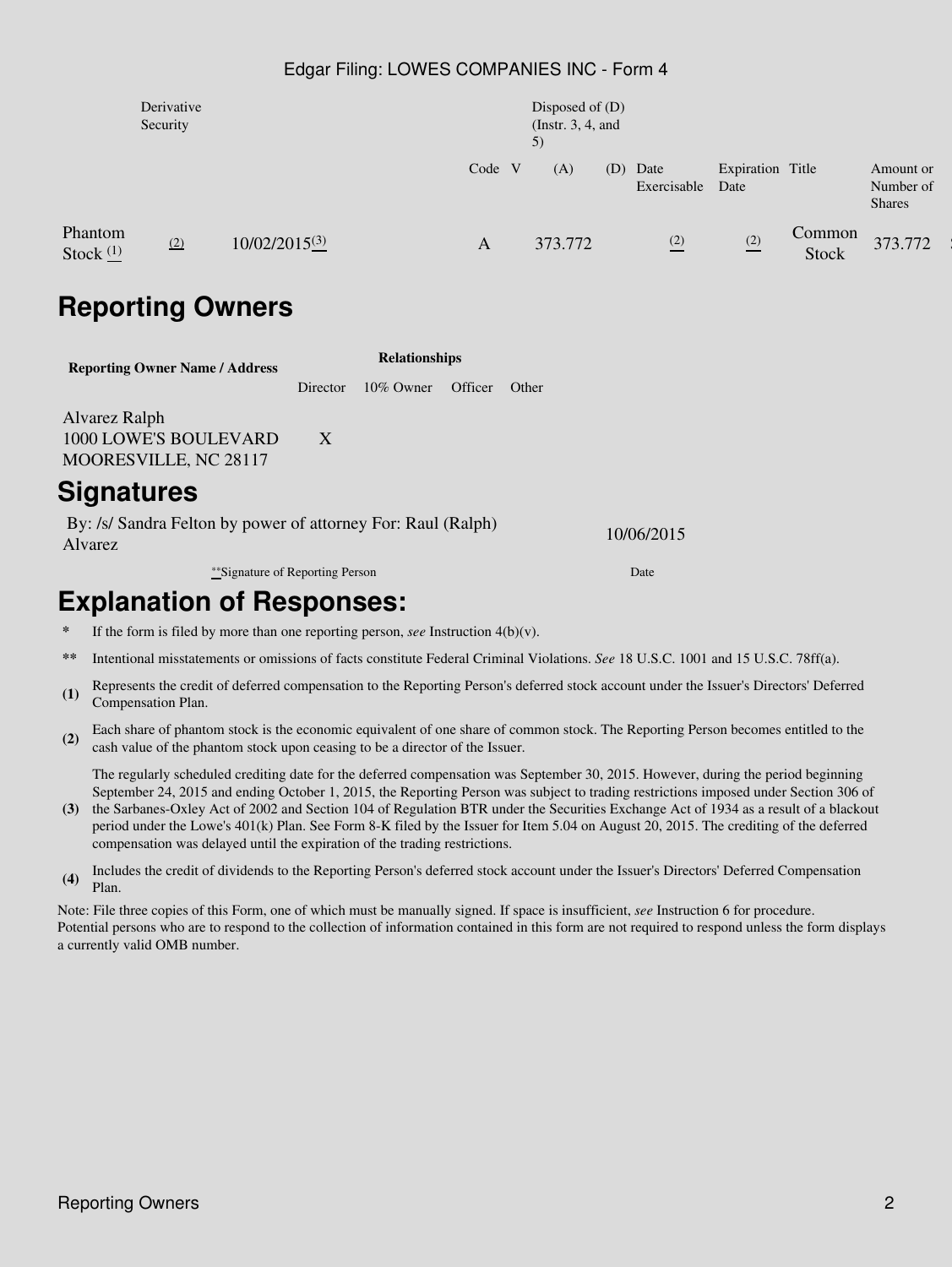| Derivative Security | | | | | Disposed of (D) (Instr. 3, 4, and 5) | | | | | |
|---|---|---|---|---|---|---|---|---|---|---|
| | | | Code | V | (A) | (D) | Date Exercisable | Expiration Date | Title | Amount or Number of Shares |
| Phantom Stock (1) | (2) | 10/02/2015(3) | A | | 373.772 | | (2) | (2) | Common Stock | 373.772 |

## Reporting Owners

| Reporting Owner Name / Address | Relationships | | | |
|---|---|---|---|---|
| | Director | 10% Owner | Officer | Other |
| Alvarez Ralph<br>1000 LOWE'S BOULEVARD<br>MOORESVILLE, NC 28117 | X | | | |

## Signatures

| | |
|---|---|
| By: /s/ Sandra Felton by power of attorney For: Raul (Ralph) Alvarez | 10/06/2015 |
| **Signature of Reporting Person | Date |

## Explanation of Responses:

* If the form is filed by more than one reporting person, *see* Instruction 4(b)(v).

** Intentional misstatements or omissions of facts constitute Federal Criminal Violations. *See* 18 U.S.C. 1001 and 15 U.S.C. 78ff(a).

**(1)** Represents the credit of deferred compensation to the Reporting Person's deferred stock account under the Issuer's Directors' Deferred Compensation Plan.

**(2)** Each share of phantom stock is the economic equivalent of one share of common stock. The Reporting Person becomes entitled to the cash value of the phantom stock upon ceasing to be a director of the Issuer.

**(3)** The regularly scheduled crediting date for the deferred compensation was September 30, 2015. However, during the period beginning September 24, 2015 and ending October 1, 2015, the Reporting Person was subject to trading restrictions imposed under Section 306 of the Sarbanes-Oxley Act of 2002 and Section 104 of Regulation BTR under the Securities Exchange Act of 1934 as a result of a blackout period under the Lowe's 401(k) Plan. See Form 8-K filed by the Issuer for Item 5.04 on August 20, 2015. The crediting of the deferred compensation was delayed until the expiration of the trading restrictions.

**(4)** Includes the credit of dividends to the Reporting Person's deferred stock account under the Issuer's Directors' Deferred Compensation Plan.

Note: File three copies of this Form, one of which must be manually signed. If space is insufficient, *see* Instruction 6 for procedure.
Potential persons who are to respond to the collection of information contained in this form are not required to respond unless the form displays a currently valid OMB number.